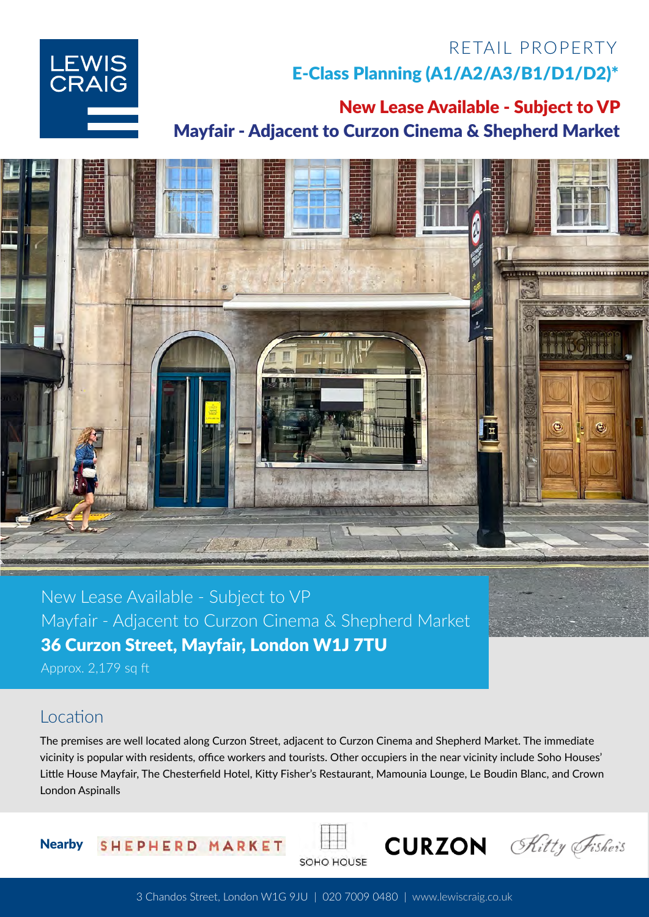LEWIS CRAIG

RETAIL PROPERTY

**E-Class Planning (A1/A2/A3/B1/D1/D2)***

**New Lease Available - Subject to VP**

**Mayfair - Adjacent to Curzon Cinema & Shepherd Market**

New Lease Available - Subject to VP

Mayfair - Adjacent to Curzon Cinema & Shepherd Market

# 36 Curzon Street, Mayfair, London W1J 7TU

Approx. 2,179 sq ft

## Location

The premises are well located along Curzon Street, adjacent to Curzon Cinema and Shepherd Market. The immediate vicinity is popular with residents, office workers and tourists. Other occupiers in the near vicinity include Soho Houses' Little House Mayfair, The Chesterfield Hotel, Kitty Fisher's Restaurant, Mamounia Lounge, Le Boudin Blanc, and Crown London Aspinalls

**Nearby** SHEPHERD MARKET | SOHO HOUSE | CURZON | Kitty Fisher's

3 Chandos Street, London W1G 9JU | 020 7009 0480 | www.lewiscraig.co.uk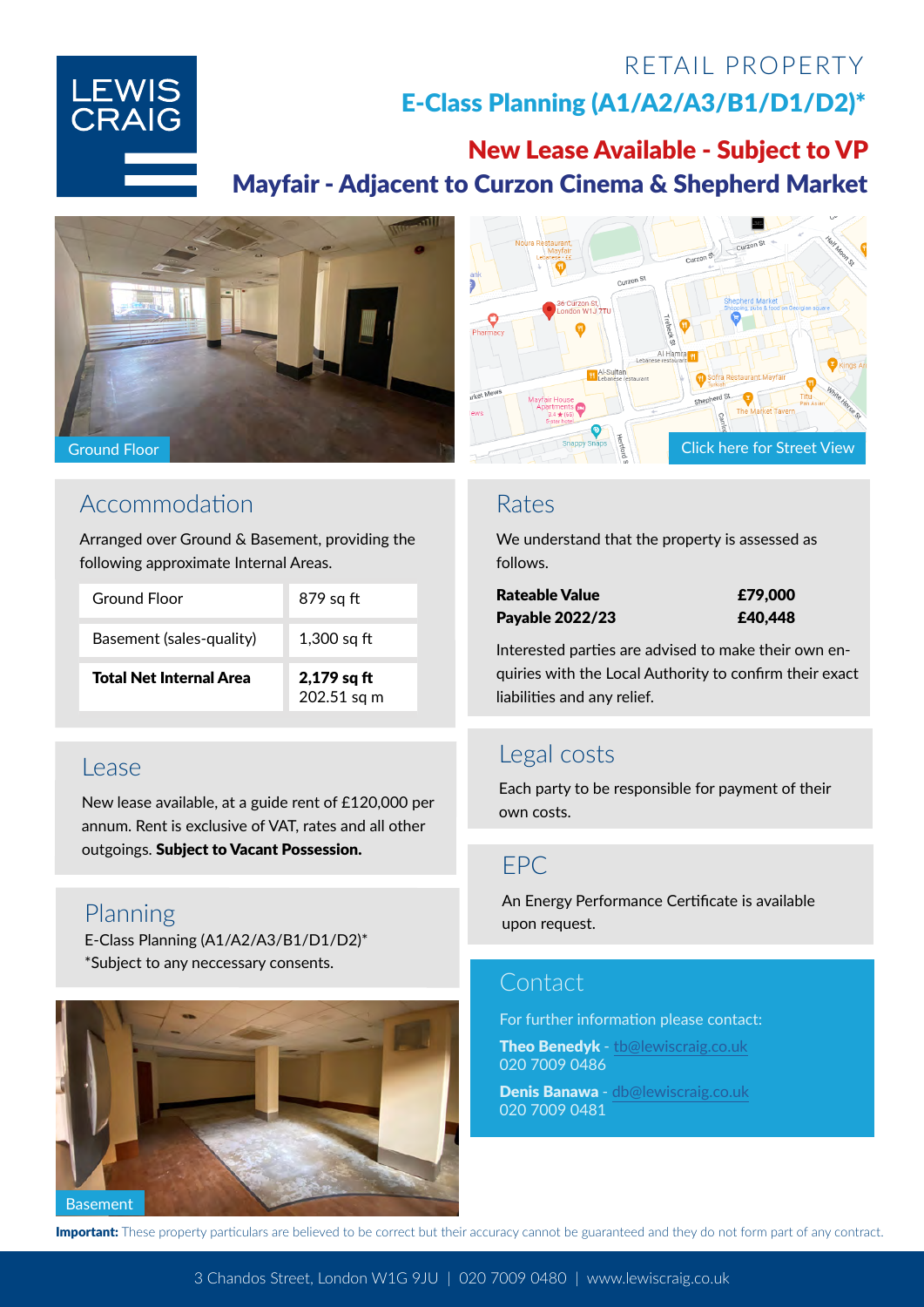LEWIS CRAIG

# RETAIL PROPERTY

## E-Class Planning (A1/A2/A3/B1/D1/D2)*

## New Lease Available - Subject to VP

## Mayfair - Adjacent to Curzon Cinema & Shepherd Market

Ground Floor

Click here for Street View

## Accommodation

Arranged over Ground & Basement, providing the following approximate Internal Areas.

| | |
|---|---|
| Ground Floor | 879 sq ft |
| Basement (sales-quality) | 1,300 sq ft |
| **Total Net Internal Area** | **2,179 sq ft** 202.51 sq m |

## Lease

New lease available, at a guide rent of £120,000 per annum. Rent is exclusive of VAT, rates and all other outgoings. **Subject to Vacant Possession.**

## Planning

E-Class Planning (A1/A2/A3/B1/D1/D2)*
*Subject to any neccessary consents.

Basement

## Rates

We understand that the property is assessed as follows.

| | |
|---|---|
| **Rateable Value** | **£79,000** |
| **Payable 2022/23** | **£40,448** |

Interested parties are advised to make their own enquiries with the Local Authority to confirm their exact liabilities and any relief.

## Legal costs

Each party to be responsible for payment of their own costs.

## EPC

An Energy Performance Certificate is available upon request.

## Contact

For further information please contact:

**Theo Benedyk** - tb@lewiscraig.co.uk
020 7009 0486

**Denis Banawa** - db@lewiscraig.co.uk
020 7009 0481

**Important:** These property particulars are believed to be correct but their accuracy cannot be guaranteed and they do not form part of any contract.

3 Chandos Street, London W1G 9JU | 020 7009 0480 | www.lewiscraig.co.uk